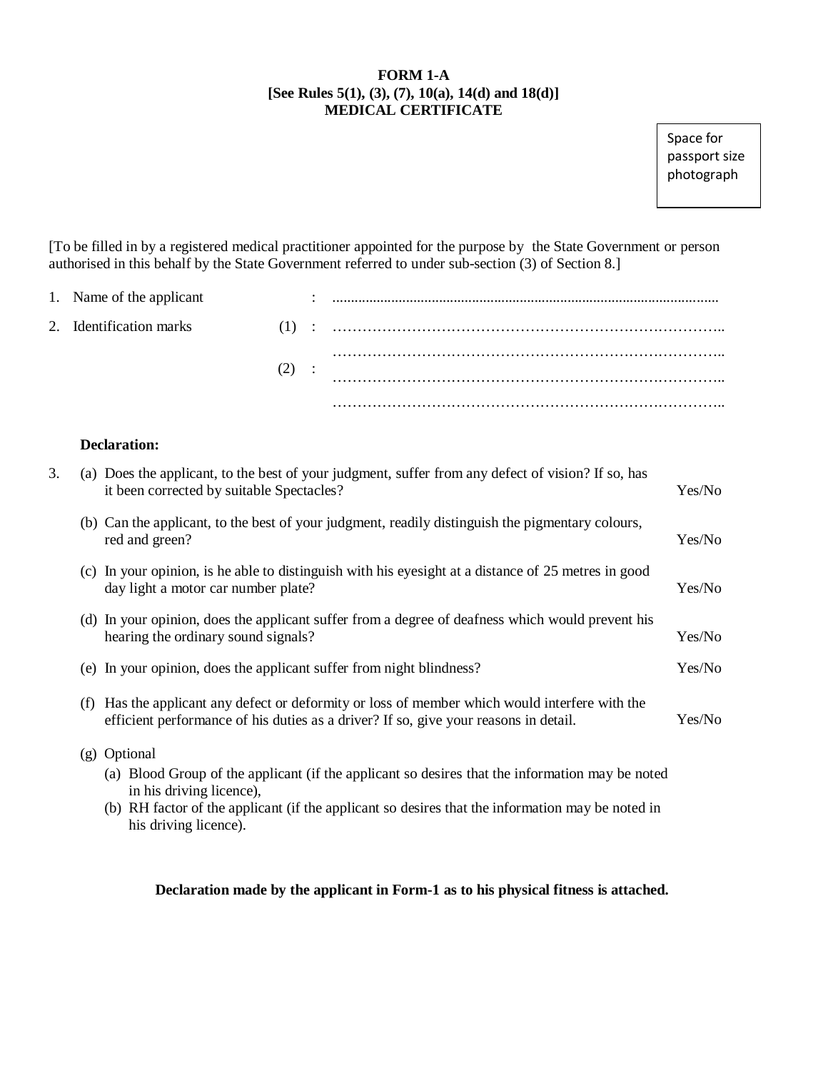**FORM 1-A**
**[See Rules 5(1), (3), (7), 10(a), 14(d) and 18(d)]**
**MEDICAL CERTIFICATE**

Space for passport size photograph

[To be filled in by a registered medical practitioner appointed for the purpose by the State Government or person authorised in this behalf by the State Government referred to under sub-section (3) of Section 8.]

1. Name of the applicant : ..........................................................................................................

2. Identification marks (1) : ……………………………………………………………………..
……………………………………………………………………..
(2) : ……………………………………………………………………..
……………………………………………………………………..

**Declaration:**

3. (a) Does the applicant, to the best of your judgment, suffer from any defect of vision? If so, has it been corrected by suitable Spectacles? Yes/No

   (b) Can the applicant, to the best of your judgment, readily distinguish the pigmentary colours, red and green? Yes/No

   (c) In your opinion, is he able to distinguish with his eyesight at a distance of 25 metres in good day light a motor car number plate? Yes/No

   (d) In your opinion, does the applicant suffer from a degree of deafness which would prevent his hearing the ordinary sound signals? Yes/No

   (e) In your opinion, does the applicant suffer from night blindness? Yes/No

   (f) Has the applicant any defect or deformity or loss of member which would interfere with the efficient performance of his duties as a driver? If so, give your reasons in detail. Yes/No

   (g) Optional
      (a) Blood Group of the applicant (if the applicant so desires that the information may be noted in his driving licence),
      (b) RH factor of the applicant (if the applicant so desires that the information may be noted in his driving licence).

**Declaration made by the applicant in Form-1 as to his physical fitness is attached.**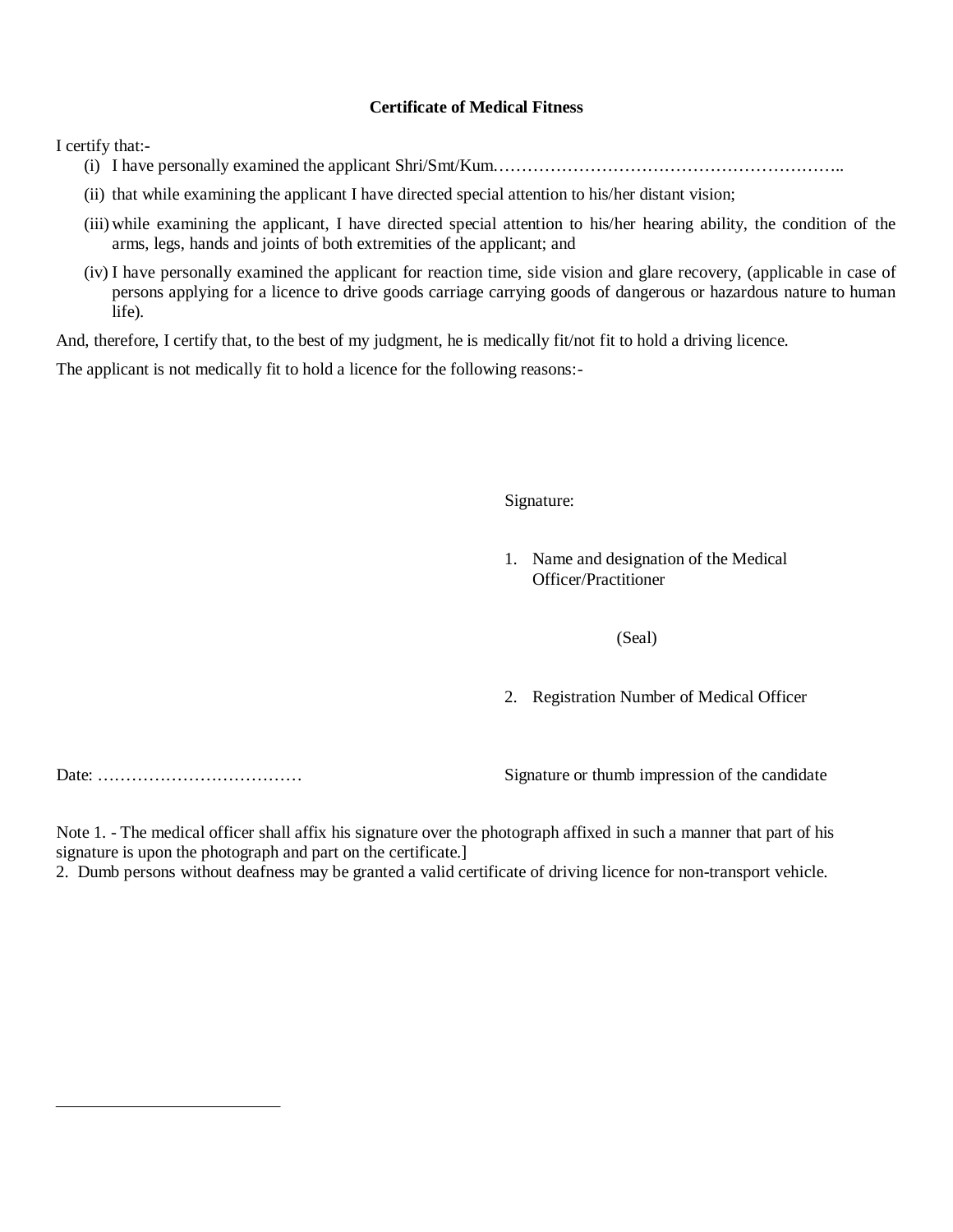**Certificate of Medical Fitness**

I certify that:-

(i) I have personally examined the applicant Shri/Smt/Kum……………………………………………………..

(ii) that while examining the applicant I have directed special attention to his/her distant vision;

(iii) while examining the applicant, I have directed special attention to his/her hearing ability, the condition of the arms, legs, hands and joints of both extremities of the applicant; and

(iv) I have personally examined the applicant for reaction time, side vision and glare recovery, (applicable in case of persons applying for a licence to drive goods carriage carrying goods of dangerous or hazardous nature to human life).

And, therefore, I certify that, to the best of my judgment, he is medically fit/not fit to hold a driving licence.

The applicant is not medically fit to hold a licence for the following reasons:-

Signature:

1. Name and designation of the Medical Officer/Practitioner

(Seal)

2. Registration Number of Medical Officer

Date: ………………………………

Signature or thumb impression of the candidate

Note 1. - The medical officer shall affix his signature over the photograph affixed in such a manner that part of his signature is upon the photograph and part on the certificate.]

2. Dumb persons without deafness may be granted a valid certificate of driving licence for non-transport vehicle.